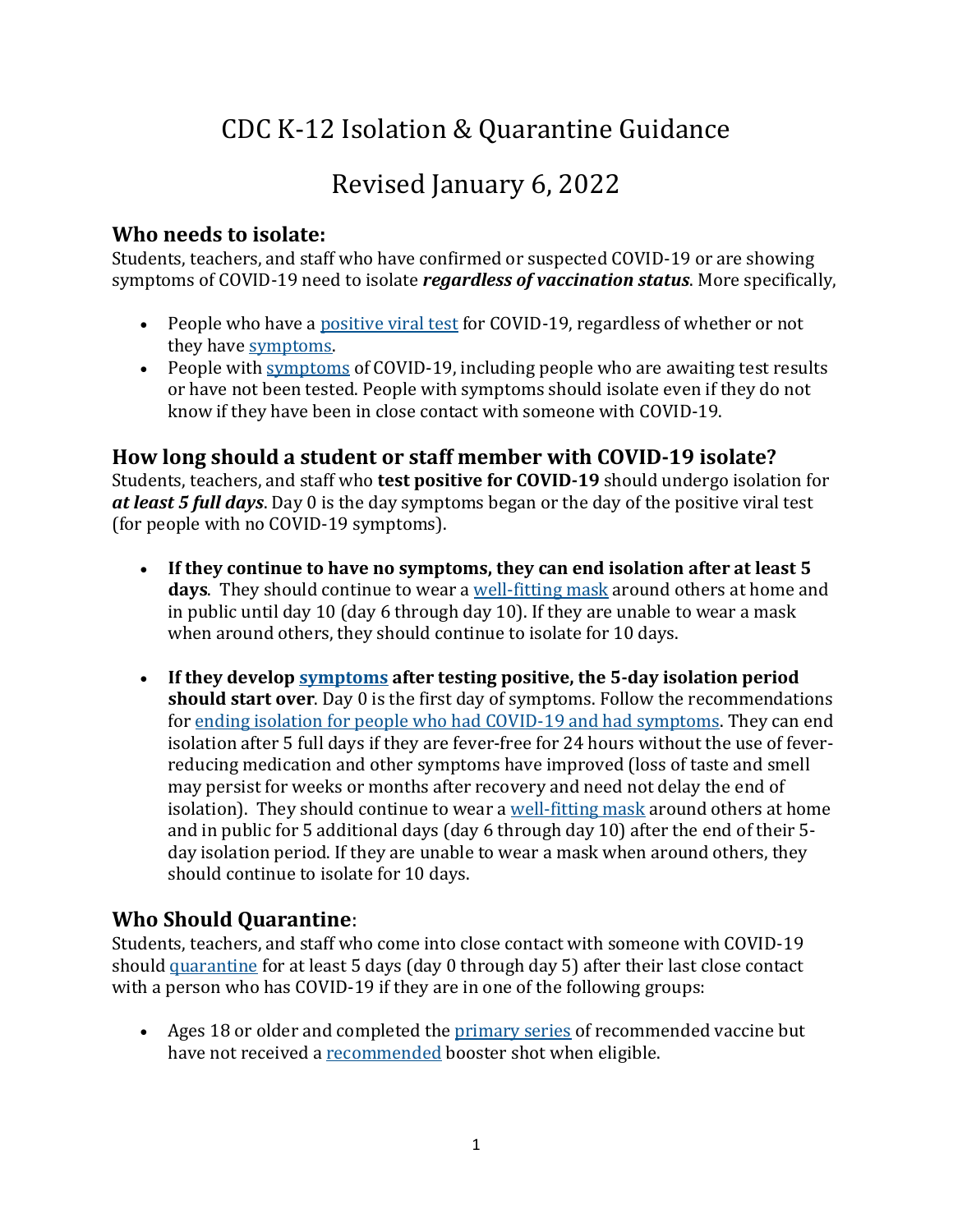# CDC K-12 Isolation & Quarantine Guidance

# Revised January 6, 2022

## Who needs to isolate:

Students, teachers, and staff who have confirmed or suspected COVID-19 or are showing symptoms of COVID-19 need to isolate ***regardless of vaccination status***. More specifically,

- People who have a positive viral test for COVID-19, regardless of whether or not they have symptoms.
- People with symptoms of COVID-19, including people who are awaiting test results or have not been tested. People with symptoms should isolate even if they do not know if they have been in close contact with someone with COVID-19.

## How long should a student or staff member with COVID-19 isolate?

Students, teachers, and staff who **test positive for COVID-19** should undergo isolation for ***at least 5 full days***. Day 0 is the day symptoms began or the day of the positive viral test (for people with no COVID-19 symptoms).

- **If they continue to have no symptoms, they can end isolation after at least 5 days**. They should continue to wear a well-fitting mask around others at home and in public until day 10 (day 6 through day 10). If they are unable to wear a mask when around others, they should continue to isolate for 10 days.

- **If they develop symptoms after testing positive, the 5-day isolation period should start over**. Day 0 is the first day of symptoms. Follow the recommendations for ending isolation for people who had COVID-19 and had symptoms. They can end isolation after 5 full days if they are fever-free for 24 hours without the use of fever-reducing medication and other symptoms have improved (loss of taste and smell may persist for weeks or months after recovery and need not delay the end of isolation). They should continue to wear a well-fitting mask around others at home and in public for 5 additional days (day 6 through day 10) after the end of their 5-day isolation period. If they are unable to wear a mask when around others, they should continue to isolate for 10 days.

## Who Should Quarantine:

Students, teachers, and staff who come into close contact with someone with COVID-19 should quarantine for at least 5 days (day 0 through day 5) after their last close contact with a person who has COVID-19 if they are in one of the following groups:

- Ages 18 or older and completed the primary series of recommended vaccine but have not received a recommended booster shot when eligible.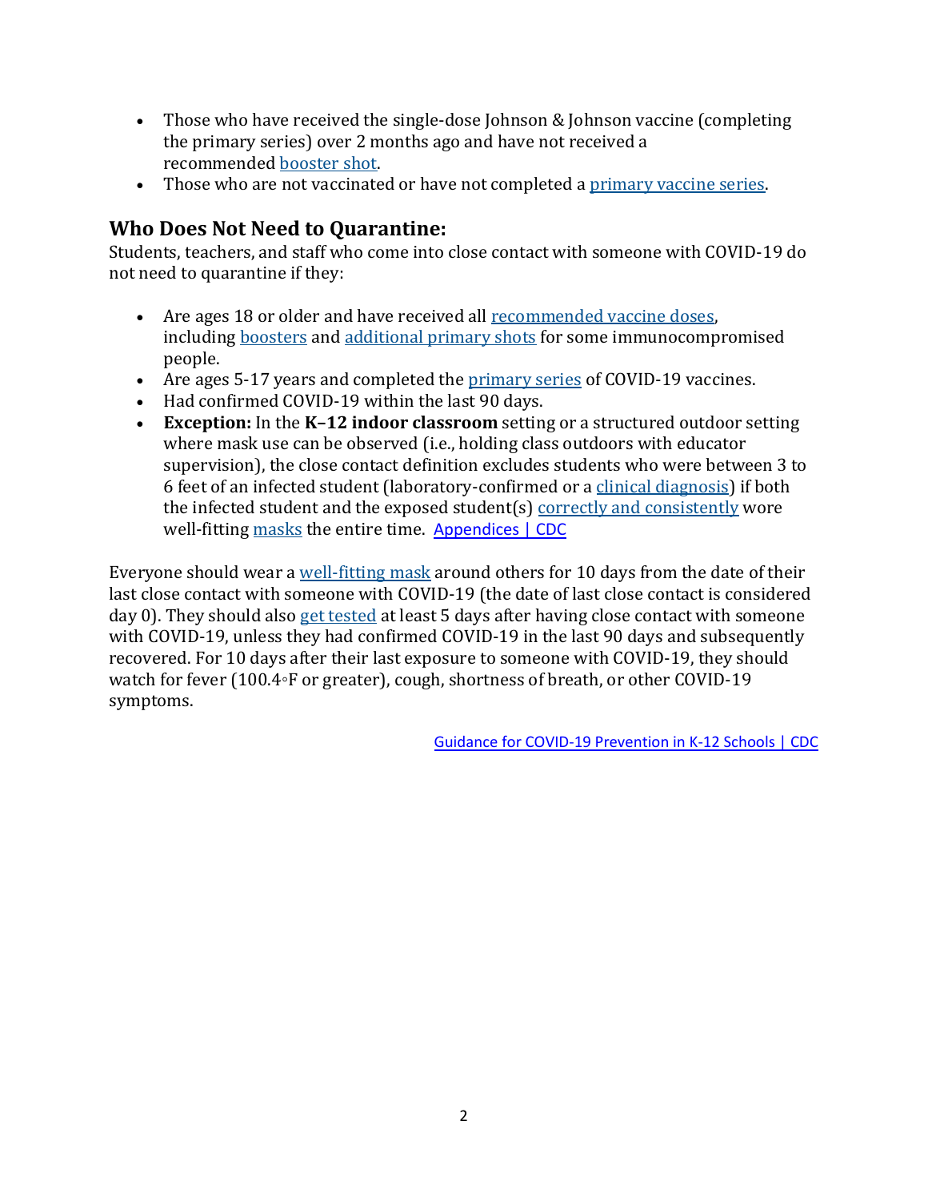- Those who have received the single-dose Johnson & Johnson vaccine (completing the primary series) over 2 months ago and have not received a recommended booster shot.
- Those who are not vaccinated or have not completed a primary vaccine series.

## Who Does Not Need to Quarantine:

Students, teachers, and staff who come into close contact with someone with COVID-19 do not need to quarantine if they:

- Are ages 18 or older and have received all recommended vaccine doses, including boosters and additional primary shots for some immunocompromised people.
- Are ages 5-17 years and completed the primary series of COVID-19 vaccines.
- Had confirmed COVID-19 within the last 90 days.
- **Exception:** In the **K–12 indoor classroom** setting or a structured outdoor setting where mask use can be observed (i.e., holding class outdoors with educator supervision), the close contact definition excludes students who were between 3 to 6 feet of an infected student (laboratory-confirmed or a clinical diagnosis) if both the infected student and the exposed student(s) correctly and consistently wore well-fitting masks the entire time. Appendices | CDC

Everyone should wear a well-fitting mask around others for 10 days from the date of their last close contact with someone with COVID-19 (the date of last close contact is considered day 0). They should also get tested at least 5 days after having close contact with someone with COVID-19, unless they had confirmed COVID-19 in the last 90 days and subsequently recovered. For 10 days after their last exposure to someone with COVID-19, they should watch for fever (100.4◦F or greater), cough, shortness of breath, or other COVID-19 symptoms.

Guidance for COVID-19 Prevention in K-12 Schools | CDC